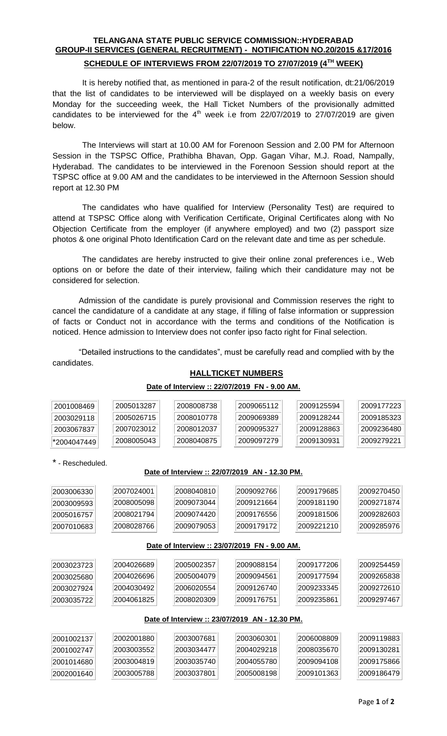**TELANGANA STATE PUBLIC SERVICE COMMISSION::HYDERABAD**

**GROUP-II SERVICES (GENERAL RECRUITMENT) - NOTIFICATION NO.20/2015 &17/2016**

**SCHEDULE OF INTERVIEWS FROM 22/07/2019 TO 27/07/2019 (4TH WEEK)**

It is hereby notified that, as mentioned in para-2 of the result notification, dt:21/06/2019 that the list of candidates to be interviewed will be displayed on a weekly basis on every Monday for the succeeding week, the Hall Ticket Numbers of the provisionally admitted candidates to be interviewed for the 4th week i.e from 22/07/2019 to 27/07/2019 are given below.

The Interviews will start at 10.00 AM for Forenoon Session and 2.00 PM for Afternoon Session in the TSPSC Office, Prathibha Bhavan, Opp. Gagan Vihar, M.J. Road, Nampally, Hyderabad. The candidates to be interviewed in the Forenoon Session should report at the TSPSC office at 9.00 AM and the candidates to be interviewed in the Afternoon Session should report at 12.30 PM

The candidates who have qualified for Interview (Personality Test) are required to attend at TSPSC Office along with Verification Certificate, Original Certificates along with No Objection Certificate from the employer (if anywhere employed) and two (2) passport size photos & one original Photo Identification Card on the relevant date and time as per schedule.

The candidates are hereby instructed to give their online zonal preferences i.e., Web options on or before the date of their interview, failing which their candidature may not be considered for selection.

Admission of the candidate is purely provisional and Commission reserves the right to cancel the candidature of a candidate at any stage, if filling of false information or suppression of facts or Conduct not in accordance with the terms and conditions of the Notification is noticed. Hence admission to Interview does not confer ipso facto right for Final selection.

"Detailed instructions to the candidates", must be carefully read and complied with by the candidates.

**HALLTICKET NUMBERS**

**Date of Interview :: 22/07/2019 FN - 9.00 AM.**

| | | | | | |
|---|---|---|---|---|---|
| 2001008469 | 2005013287 | 2008008738 | 2009065112 | 2009125594 | 2009177223 |
| 2003029118 | 2005026715 | 2008010778 | 2009069389 | 2009128244 | 2009185323 |
| 2003067837 | 2007023012 | 2008012037 | 2009095327 | 2009128863 | 2009236480 |
| *2004047449 | 2008005043 | 2008040875 | 2009097279 | 2009130931 | 2009279221 |

* - Rescheduled.

**Date of Interview :: 22/07/2019 AN - 12.30 PM.**

| | | | | | |
|---|---|---|---|---|---|
| 2003006330 | 2007024001 | 2008040810 | 2009092766 | 2009179685 | 2009270450 |
| 2003009593 | 2008005098 | 2009073044 | 2009121664 | 2009181190 | 2009271874 |
| 2005016757 | 2008021794 | 2009074420 | 2009176556 | 2009181506 | 2009282603 |
| 2007010683 | 2008028766 | 2009079053 | 2009179172 | 2009221210 | 2009285976 |

**Date of Interview :: 23/07/2019 FN - 9.00 AM.**

| | | | | | |
|---|---|---|---|---|---|
| 2003023723 | 2004026689 | 2005002357 | 2009088154 | 2009177206 | 2009254459 |
| 2003025680 | 2004026696 | 2005004079 | 2009094561 | 2009177594 | 2009265838 |
| 2003027924 | 2004030492 | 2006020554 | 2009126740 | 2009233345 | 2009272610 |
| 2003035722 | 2004061825 | 2008020309 | 2009176751 | 2009235861 | 2009297467 |

**Date of Interview :: 23/07/2019 AN - 12.30 PM.**

| | | | | | |
|---|---|---|---|---|---|
| 2001002137 | 2002001880 | 2003007681 | 2003060301 | 2006008809 | 2009119883 |
| 2001002747 | 2003003552 | 2003034477 | 2004029218 | 2008035670 | 2009130281 |
| 2001014680 | 2003004819 | 2003035740 | 2004055780 | 2009094108 | 2009175866 |
| 2002001640 | 2003005788 | 2003037801 | 2005008198 | 2009101363 | 2009186479 |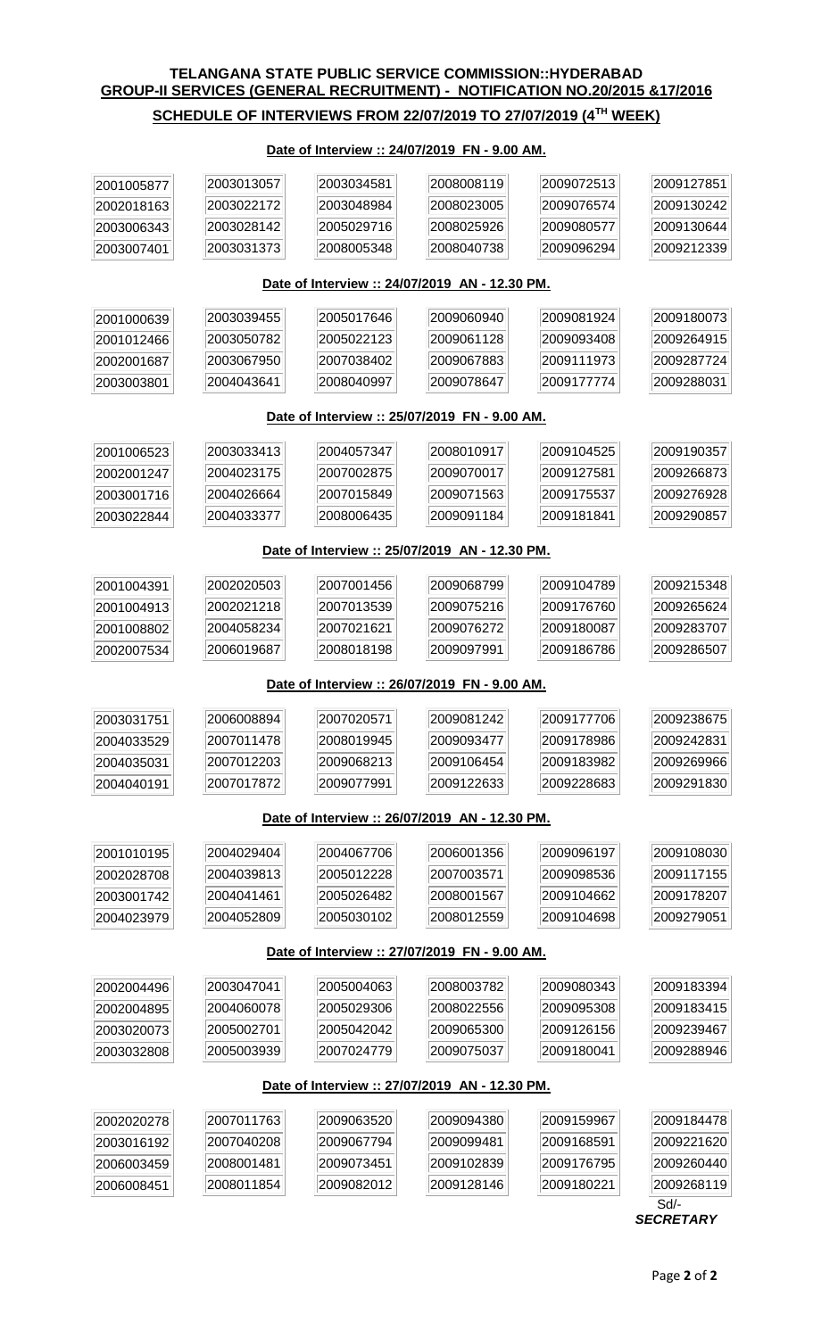**TELANGANA STATE PUBLIC SERVICE COMMISSION::HYDERABAD**

**GROUP-II SERVICES (GENERAL RECRUITMENT) - NOTIFICATION NO.20/2015 &17/2016**

**SCHEDULE OF INTERVIEWS FROM 22/07/2019 TO 27/07/2019 (4TH WEEK)**

**Date of Interview :: 24/07/2019 FN - 9.00 AM.**

| | | | | | |
|---|---|---|---|---|---|
| 2001005877 | 2003013057 | 2003034581 | 2008008119 | 2009072513 | 2009127851 |
| 2002018163 | 2003022172 | 2003048984 | 2008023005 | 2009076574 | 2009130242 |
| 2003006343 | 2003028142 | 2005029716 | 2008025926 | 2009080577 | 2009130644 |
| 2003007401 | 2003031373 | 2008005348 | 2008040738 | 2009096294 | 2009212339 |

**Date of Interview :: 24/07/2019 AN - 12.30 PM.**

| | | | | | |
|---|---|---|---|---|---|
| 2001000639 | 2003039455 | 2005017646 | 2009060940 | 2009081924 | 2009180073 |
| 2001012466 | 2003050782 | 2005022123 | 2009061128 | 2009093408 | 2009264915 |
| 2002001687 | 2003067950 | 2007038402 | 2009067883 | 2009111973 | 2009287724 |
| 2003003801 | 2004043641 | 2008040997 | 2009078647 | 2009177774 | 2009288031 |

**Date of Interview :: 25/07/2019 FN - 9.00 AM.**

| | | | | | |
|---|---|---|---|---|---|
| 2001006523 | 2003033413 | 2004057347 | 2008010917 | 2009104525 | 2009190357 |
| 2002001247 | 2004023175 | 2007002875 | 2009070017 | 2009127581 | 2009266873 |
| 2003001716 | 2004026664 | 2007015849 | 2009071563 | 2009175537 | 2009276928 |
| 2003022844 | 2004033377 | 2008006435 | 2009091184 | 2009181841 | 2009290857 |

**Date of Interview :: 25/07/2019 AN - 12.30 PM.**

| | | | | | |
|---|---|---|---|---|---|
| 2001004391 | 2002020503 | 2007001456 | 2009068799 | 2009104789 | 2009215348 |
| 2001004913 | 2002021218 | 2007013539 | 2009075216 | 2009176760 | 2009265624 |
| 2001008802 | 2004058234 | 2007021621 | 2009076272 | 2009180087 | 2009283707 |
| 2002007534 | 2006019687 | 2008018198 | 2009097991 | 2009186786 | 2009286507 |

**Date of Interview :: 26/07/2019 FN - 9.00 AM.**

| | | | | | |
|---|---|---|---|---|---|
| 2003031751 | 2006008894 | 2007020571 | 2009081242 | 2009177706 | 2009238675 |
| 2004033529 | 2007011478 | 2008019945 | 2009093477 | 2009178986 | 2009242831 |
| 2004035031 | 2007012203 | 2009068213 | 2009106454 | 2009183982 | 2009269966 |
| 2004040191 | 2007017872 | 2009077991 | 2009122633 | 2009228683 | 2009291830 |

**Date of Interview :: 26/07/2019 AN - 12.30 PM.**

| | | | | | |
|---|---|---|---|---|---|
| 2001010195 | 2004029404 | 2004067706 | 2006001356 | 2009096197 | 2009108030 |
| 2002028708 | 2004039813 | 2005012228 | 2007003571 | 2009098536 | 2009117155 |
| 2003001742 | 2004041461 | 2005026482 | 2008001567 | 2009104662 | 2009178207 |
| 2004023979 | 2004052809 | 2005030102 | 2008012559 | 2009104698 | 2009279051 |

**Date of Interview :: 27/07/2019 FN - 9.00 AM.**

| | | | | | |
|---|---|---|---|---|---|
| 2002004496 | 2003047041 | 2005004063 | 2008003782 | 2009080343 | 2009183394 |
| 2002004895 | 2004060078 | 2005029306 | 2008022556 | 2009095308 | 2009183415 |
| 2003020073 | 2005002701 | 2005042042 | 2009065300 | 2009126156 | 2009239467 |
| 2003032808 | 2005003939 | 2007024779 | 2009075037 | 2009180041 | 2009288946 |

**Date of Interview :: 27/07/2019 AN - 12.30 PM.**

| | | | | | |
|---|---|---|---|---|---|
| 2002020278 | 2007011763 | 2009063520 | 2009094380 | 2009159967 | 2009184478 |
| 2003016192 | 2007040208 | 2009067794 | 2009099481 | 2009168591 | 2009221620 |
| 2006003459 | 2008001481 | 2009073451 | 2009102839 | 2009176795 | 2009260440 |
| 2006008451 | 2008011854 | 2009082012 | 2009128146 | 2009180221 | 2009268119 |

Sd/-

***SECRETARY***